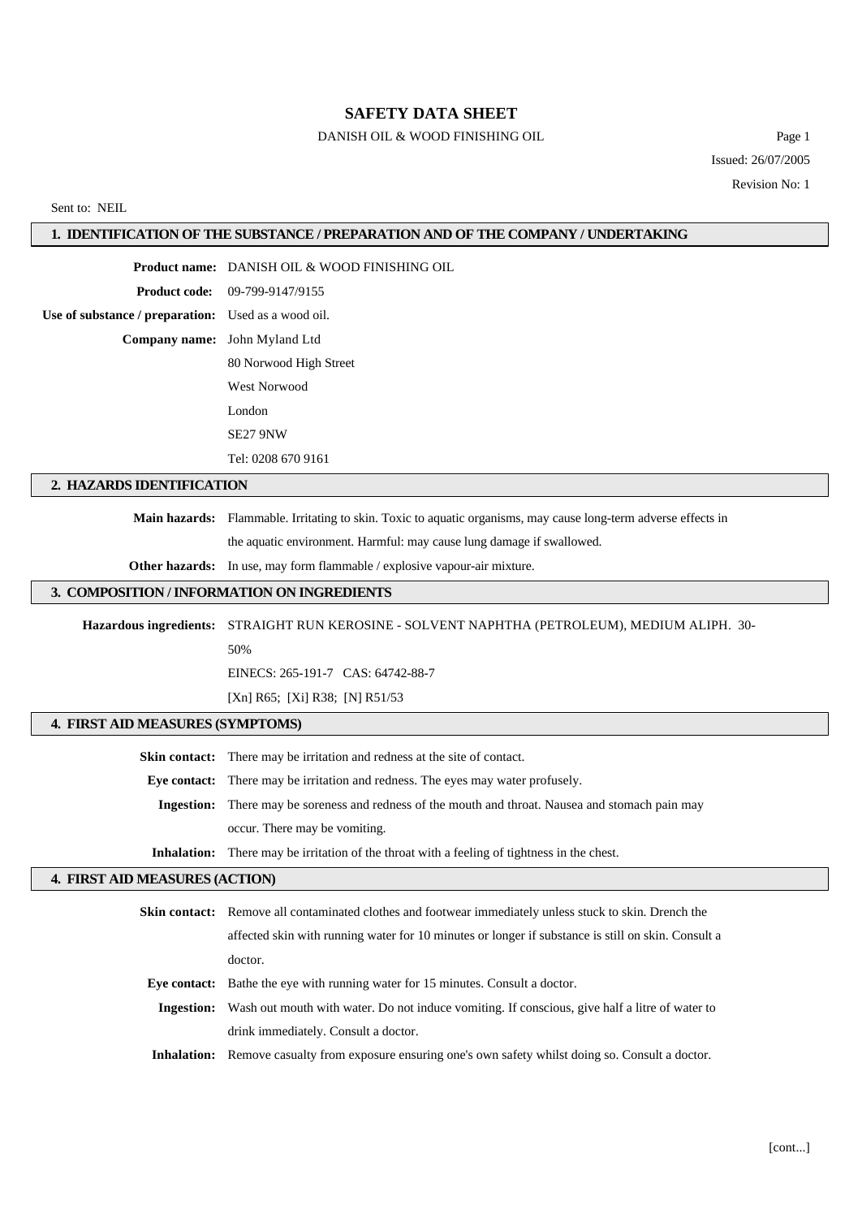# SAFETY DATA SHEET

DANISH OIL & WOOD FINISHING OIL

Issued: 26/07/2005

Revision No: 1

Sent to: NEIL

## 1. IDENTIFICATION OF THE SUBSTANCE / PREPARATION AND OF THE COMPANY / UNDERTAKING

**Product name:** DANISH OIL & WOOD FINISHING OIL

**Product code:** 09-799-9147/9155

**Use of substance / preparation:** Used as a wood oil.

**Company name:** John Myland Ltd
80 Norwood High Street
West Norwood
London
SE27 9NW
Tel: 0208 670 9161

## 2. HAZARDS IDENTIFICATION

**Main hazards:** Flammable. Irritating to skin. Toxic to aquatic organisms, may cause long-term adverse effects in the aquatic environment. Harmful: may cause lung damage if swallowed.

**Other hazards:** In use, may form flammable / explosive vapour-air mixture.

## 3. COMPOSITION / INFORMATION ON INGREDIENTS

**Hazardous ingredients:** STRAIGHT RUN KEROSINE - SOLVENT NAPHTHA (PETROLEUM), MEDIUM ALIPH. 30-50%
EINECS: 265-191-7 CAS: 64742-88-7
[Xn] R65; [Xi] R38; [N] R51/53

## 4. FIRST AID MEASURES (SYMPTOMS)

**Skin contact:** There may be irritation and redness at the site of contact.

**Eye contact:** There may be irritation and redness. The eyes may water profusely.

**Ingestion:** There may be soreness and redness of the mouth and throat. Nausea and stomach pain may occur. There may be vomiting.

**Inhalation:** There may be irritation of the throat with a feeling of tightness in the chest.

## 4. FIRST AID MEASURES (ACTION)

**Skin contact:** Remove all contaminated clothes and footwear immediately unless stuck to skin. Drench the affected skin with running water for 10 minutes or longer if substance is still on skin. Consult a doctor.

**Eye contact:** Bathe the eye with running water for 15 minutes. Consult a doctor.

**Ingestion:** Wash out mouth with water. Do not induce vomiting. If conscious, give half a litre of water to drink immediately. Consult a doctor.

**Inhalation:** Remove casualty from exposure ensuring one's own safety whilst doing so. Consult a doctor.

[cont...]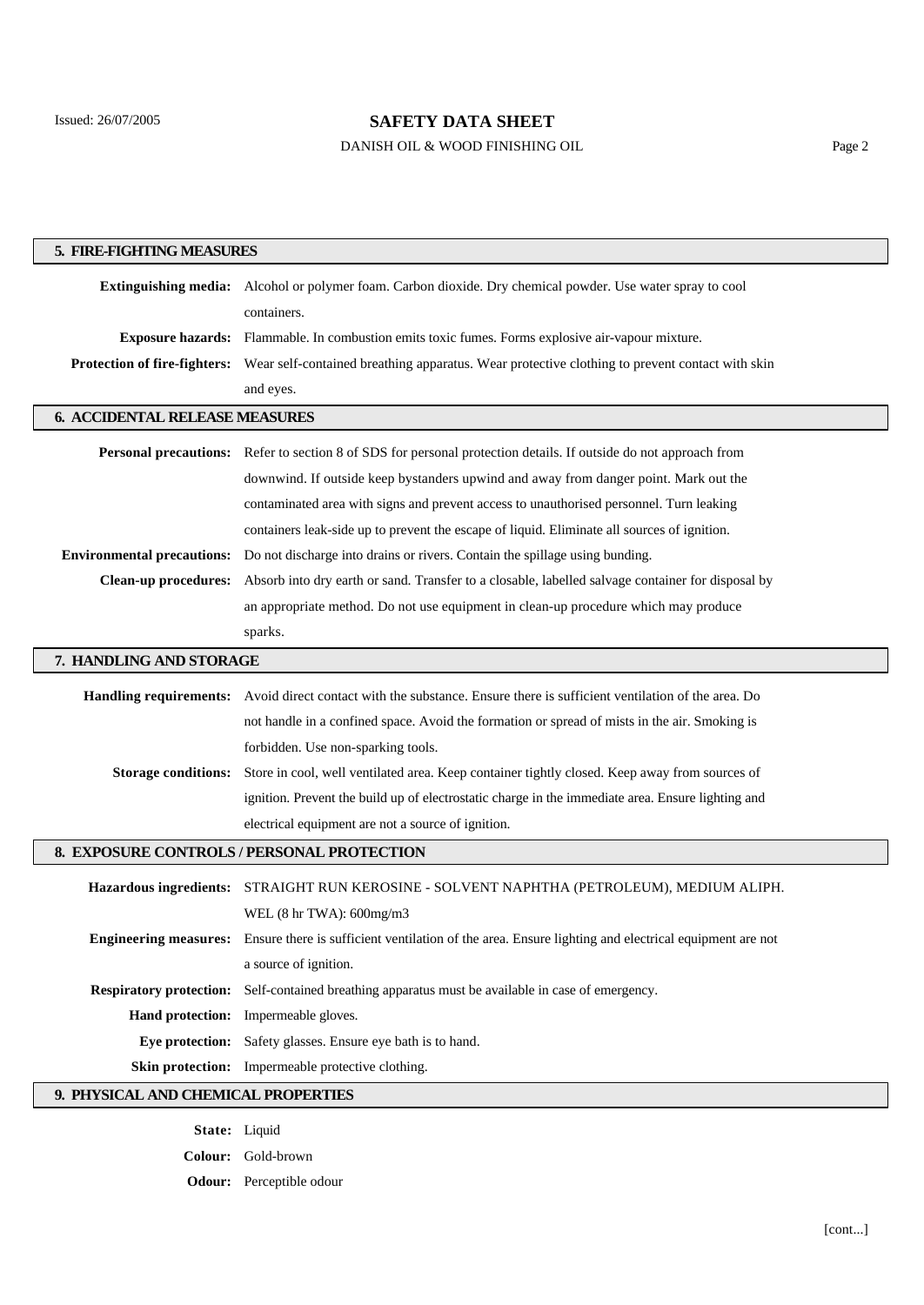## 5. FIRE-FIGHTING MEASURES

**Extinguishing media:** Alcohol or polymer foam. Carbon dioxide. Dry chemical powder. Use water spray to cool containers.

**Exposure hazards:** Flammable. In combustion emits toxic fumes. Forms explosive air-vapour mixture.

**Protection of fire-fighters:** Wear self-contained breathing apparatus. Wear protective clothing to prevent contact with skin and eyes.

## 6. ACCIDENTAL RELEASE MEASURES

**Personal precautions:** Refer to section 8 of SDS for personal protection details. If outside do not approach from downwind. If outside keep bystanders upwind and away from danger point. Mark out the contaminated area with signs and prevent access to unauthorised personnel. Turn leaking containers leak-side up to prevent the escape of liquid. Eliminate all sources of ignition.

**Environmental precautions:** Do not discharge into drains or rivers. Contain the spillage using bunding.

**Clean-up procedures:** Absorb into dry earth or sand. Transfer to a closable, labelled salvage container for disposal by an appropriate method. Do not use equipment in clean-up procedure which may produce sparks.

## 7. HANDLING AND STORAGE

**Handling requirements:** Avoid direct contact with the substance. Ensure there is sufficient ventilation of the area. Do not handle in a confined space. Avoid the formation or spread of mists in the air. Smoking is forbidden. Use non-sparking tools.

**Storage conditions:** Store in cool, well ventilated area. Keep container tightly closed. Keep away from sources of ignition. Prevent the build up of electrostatic charge in the immediate area. Ensure lighting and electrical equipment are not a source of ignition.

## 8. EXPOSURE CONTROLS / PERSONAL PROTECTION

**Hazardous ingredients:** STRAIGHT RUN KEROSINE - SOLVENT NAPHTHA (PETROLEUM), MEDIUM ALIPH.
WEL (8 hr TWA): 600mg/m3

**Engineering measures:** Ensure there is sufficient ventilation of the area. Ensure lighting and electrical equipment are not a source of ignition.

**Respiratory protection:** Self-contained breathing apparatus must be available in case of emergency.

**Hand protection:** Impermeable gloves.

**Eye protection:** Safety glasses. Ensure eye bath is to hand.

**Skin protection:** Impermeable protective clothing.

## 9. PHYSICAL AND CHEMICAL PROPERTIES

**State:** Liquid

**Colour:** Gold-brown

**Odour:** Perceptible odour

[cont...]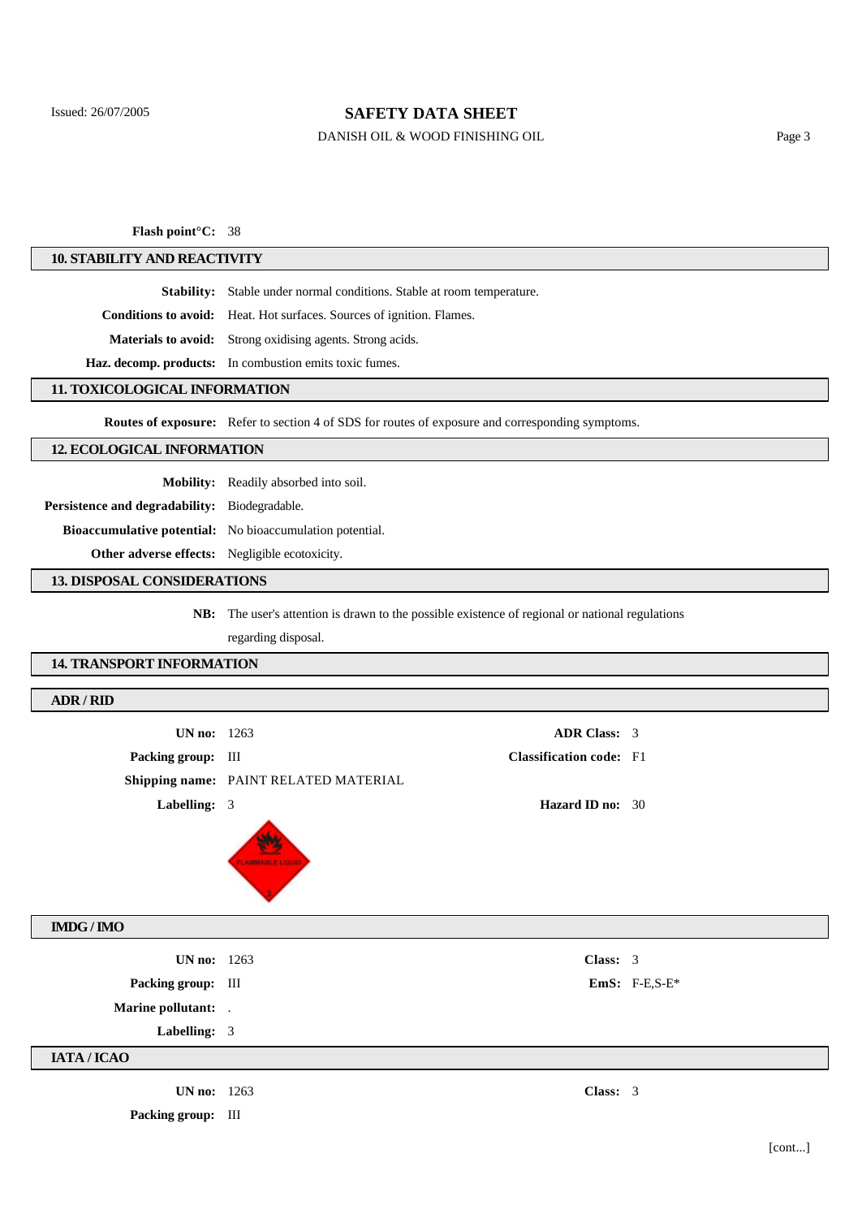**Flash point°C:** 38

## 10. STABILITY AND REACTIVITY

**Stability:** Stable under normal conditions. Stable at room temperature.

**Conditions to avoid:** Heat. Hot surfaces. Sources of ignition. Flames.

**Materials to avoid:** Strong oxidising agents. Strong acids.

**Haz. decomp. products:** In combustion emits toxic fumes.

## 11. TOXICOLOGICAL INFORMATION

**Routes of exposure:** Refer to section 4 of SDS for routes of exposure and corresponding symptoms.

## 12. ECOLOGICAL INFORMATION

**Mobility:** Readily absorbed into soil.

**Persistence and degradability:** Biodegradable.

**Bioaccumulative potential:** No bioaccumulation potential.

**Other adverse effects:** Negligible ecotoxicity.

## 13. DISPOSAL CONSIDERATIONS

**NB:** The user's attention is drawn to the possible existence of regional or national regulations regarding disposal.

## 14. TRANSPORT INFORMATION

### ADR / RID

**UN no:** 1263

**ADR Class:** 3

**Packing group:** III

**Classification code:** F1

**Shipping name:** PAINT RELATED MATERIAL

**Labelling:** 3

**Hazard ID no:** 30

### IMDG / IMO

**UN no:** 1263

**Class:** 3

**Packing group:** III

**EmS:** F-E,S-E*

**Marine pollutant:** .

**Labelling:** 3

### IATA / ICAO

**UN no:** 1263

**Class:** 3

**Packing group:** III

[cont...]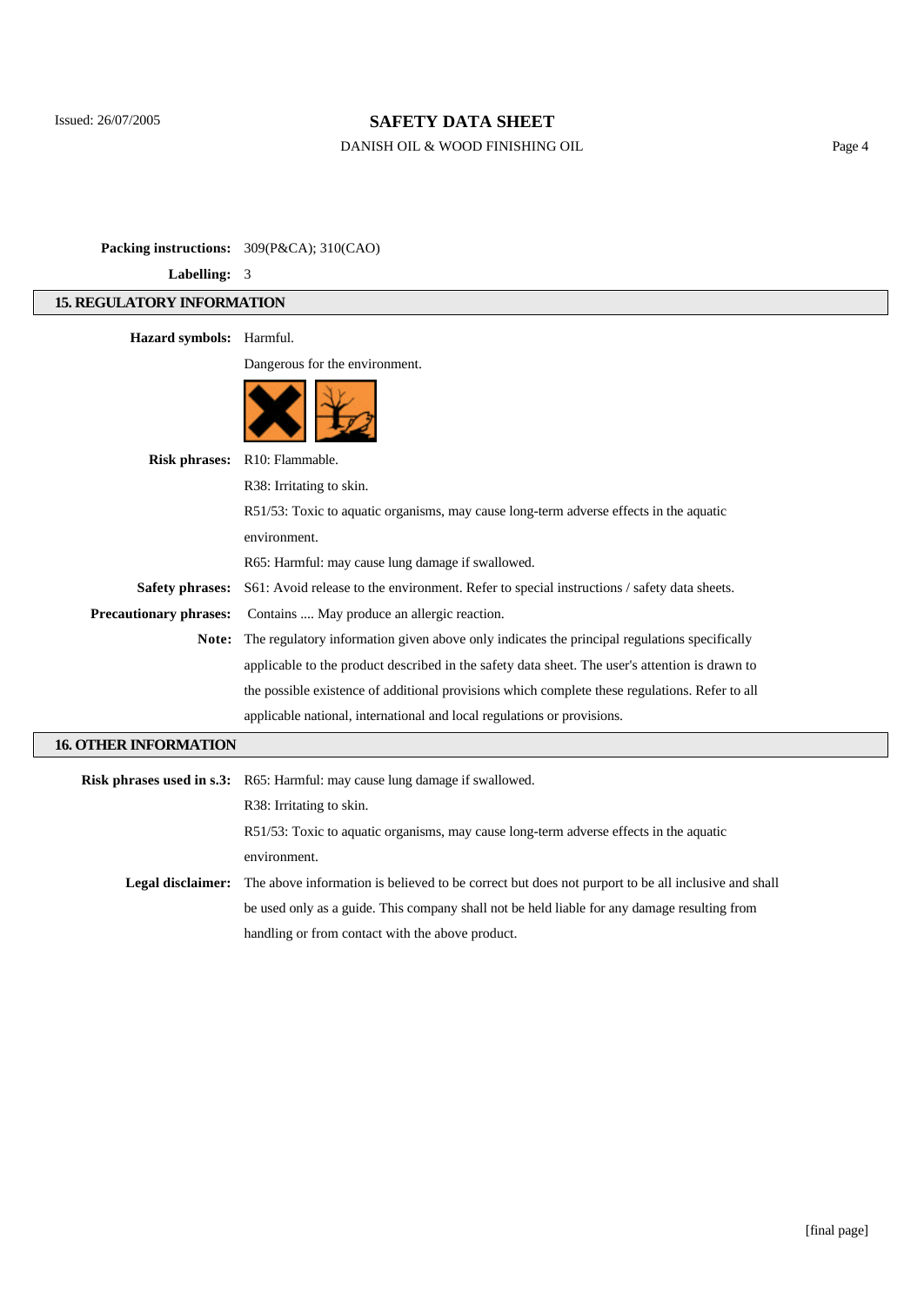**Packing instructions:** 309(P&CA); 310(CAO)

**Labelling:** 3

## 15. REGULATORY INFORMATION

**Hazard symbols:** Harmful.

Dangerous for the environment.

**Risk phrases:** R10: Flammable.

R38: Irritating to skin.

R51/53: Toxic to aquatic organisms, may cause long-term adverse effects in the aquatic environment.

R65: Harmful: may cause lung damage if swallowed.

**Safety phrases:** S61: Avoid release to the environment. Refer to special instructions / safety data sheets.

**Precautionary phrases:** Contains .... May produce an allergic reaction.

**Note:** The regulatory information given above only indicates the principal regulations specifically applicable to the product described in the safety data sheet. The user's attention is drawn to the possible existence of additional provisions which complete these regulations. Refer to all applicable national, international and local regulations or provisions.

## 16. OTHER INFORMATION

**Risk phrases used in s.3:** R65: Harmful: may cause lung damage if swallowed.

R38: Irritating to skin.

R51/53: Toxic to aquatic organisms, may cause long-term adverse effects in the aquatic environment.

**Legal disclaimer:** The above information is believed to be correct but does not purport to be all inclusive and shall be used only as a guide. This company shall not be held liable for any damage resulting from handling or from contact with the above product.

[final page]